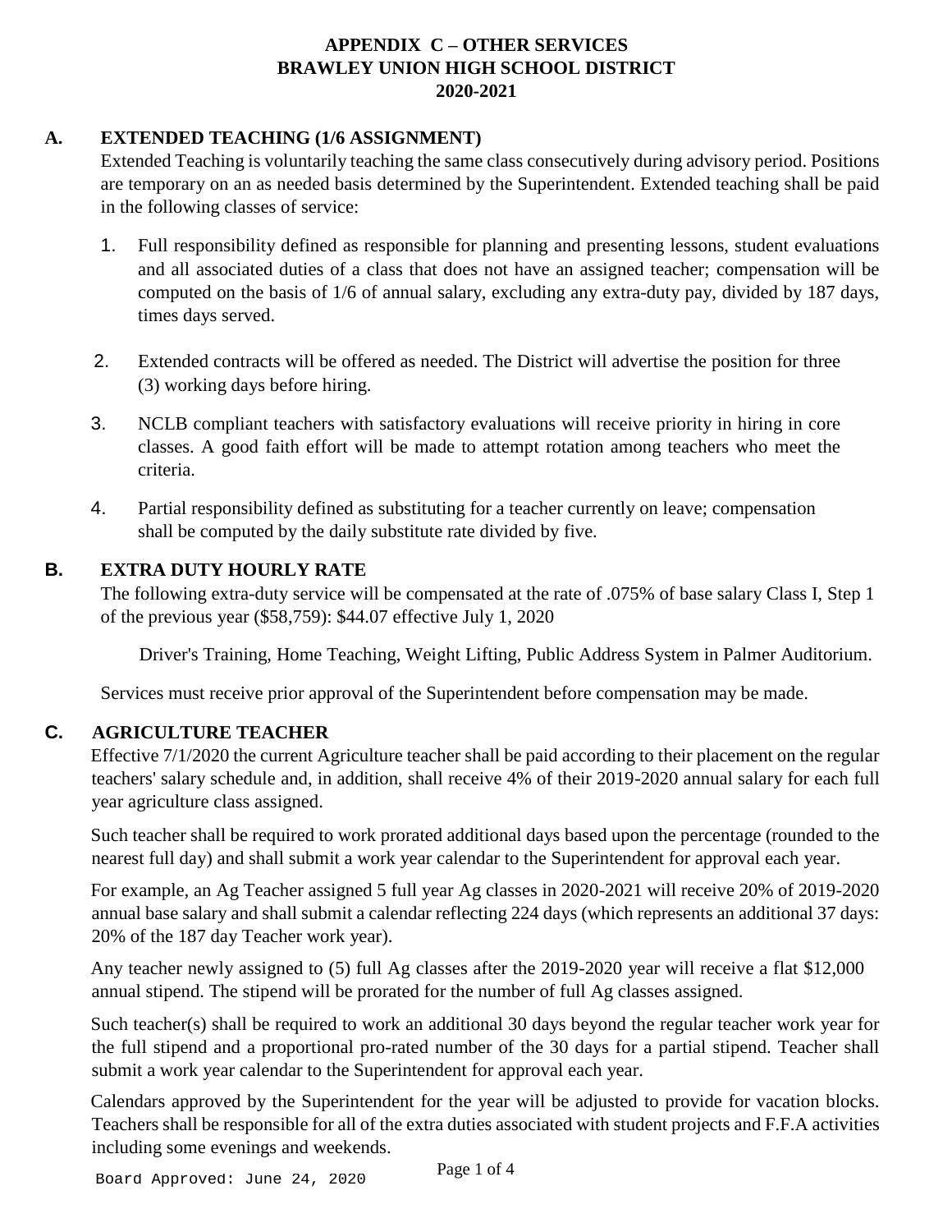# APPENDIX C – OTHER SERVICES
# BRAWLEY UNION HIGH SCHOOL DISTRICT
# 2020-2021

## A. EXTENDED TEACHING (1/6 ASSIGNMENT)

Extended Teaching is voluntarily teaching the same class consecutively during advisory period. Positions are temporary on an as needed basis determined by the Superintendent. Extended teaching shall be paid in the following classes of service:

1. Full responsibility defined as responsible for planning and presenting lessons, student evaluations and all associated duties of a class that does not have an assigned teacher; compensation will be computed on the basis of 1/6 of annual salary, excluding any extra-duty pay, divided by 187 days, times days served.

2. Extended contracts will be offered as needed. The District will advertise the position for three (3) working days before hiring.

3. NCLB compliant teachers with satisfactory evaluations will receive priority in hiring in core classes. A good faith effort will be made to attempt rotation among teachers who meet the criteria.

4. Partial responsibility defined as substituting for a teacher currently on leave; compensation shall be computed by the daily substitute rate divided by five.

## B. EXTRA DUTY HOURLY RATE

The following extra-duty service will be compensated at the rate of .075% of base salary Class I, Step 1 of the previous year ($58,759): $44.07 effective July 1, 2020

Driver's Training, Home Teaching, Weight Lifting, Public Address System in Palmer Auditorium.

Services must receive prior approval of the Superintendent before compensation may be made.

## C. AGRICULTURE TEACHER

Effective 7/1/2020 the current Agriculture teacher shall be paid according to their placement on the regular teachers' salary schedule and, in addition, shall receive 4% of their 2019-2020 annual salary for each full year agriculture class assigned.

Such teacher shall be required to work prorated additional days based upon the percentage (rounded to the nearest full day) and shall submit a work year calendar to the Superintendent for approval each year.

For example, an Ag Teacher assigned 5 full year Ag classes in 2020-2021 will receive 20% of 2019-2020 annual base salary and shall submit a calendar reflecting 224 days (which represents an additional 37 days: 20% of the 187 day Teacher work year).

Any teacher newly assigned to (5) full Ag classes after the 2019-2020 year will receive a flat $12,000 annual stipend. The stipend will be prorated for the number of full Ag classes assigned.

Such teacher(s) shall be required to work an additional 30 days beyond the regular teacher work year for the full stipend and a proportional pro-rated number of the 30 days for a partial stipend. Teacher shall submit a work year calendar to the Superintendent for approval each year.

Calendars approved by the Superintendent for the year will be adjusted to provide for vacation blocks. Teachers shall be responsible for all of the extra duties associated with student projects and F.F.A activities including some evenings and weekends.

Board Approved: June 24, 2020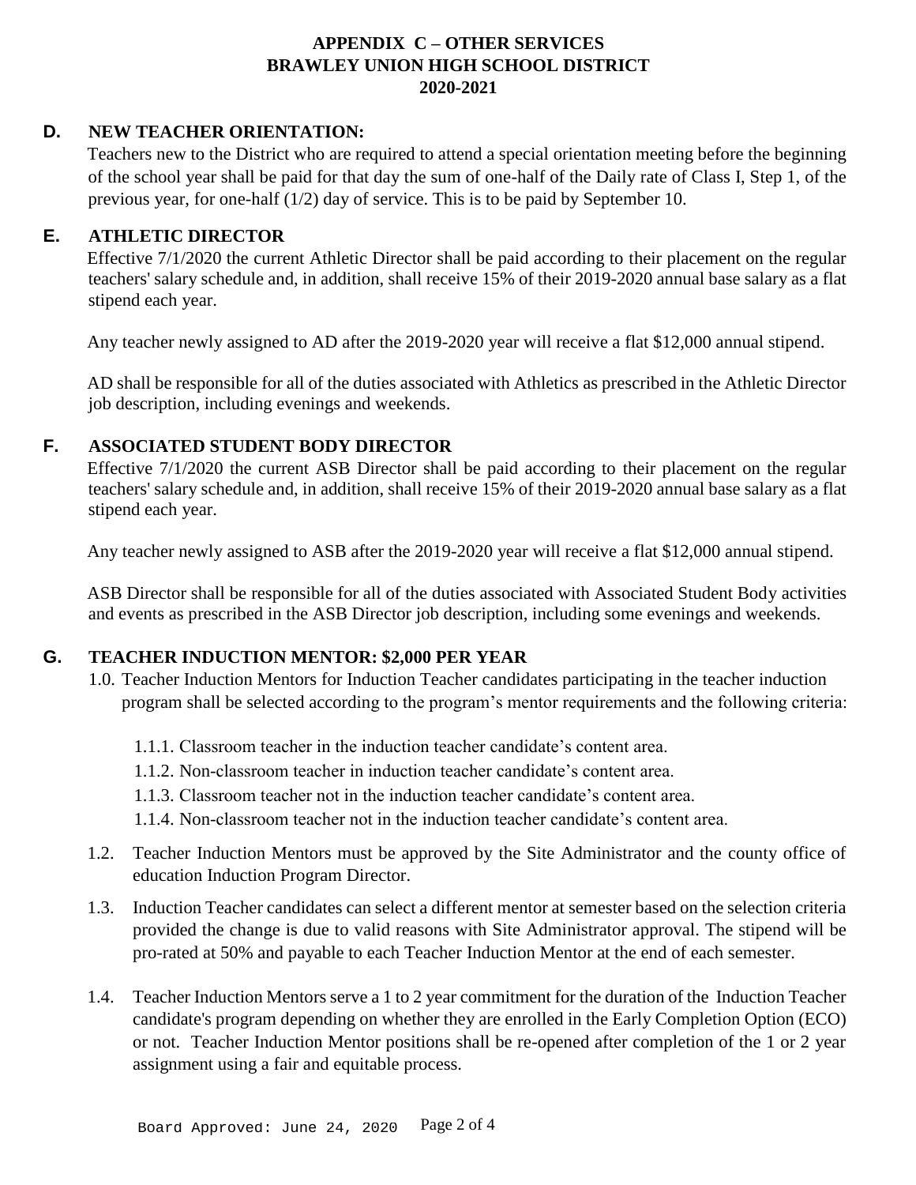# APPENDIX C – OTHER SERVICES
# BRAWLEY UNION HIGH SCHOOL DISTRICT
# 2020-2021

## D. NEW TEACHER ORIENTATION:

Teachers new to the District who are required to attend a special orientation meeting before the beginning of the school year shall be paid for that day the sum of one-half of the Daily rate of Class I, Step 1, of the previous year, for one-half (1/2) day of service. This is to be paid by September 10.

## E. ATHLETIC DIRECTOR

Effective 7/1/2020 the current Athletic Director shall be paid according to their placement on the regular teachers' salary schedule and, in addition, shall receive 15% of their 2019-2020 annual base salary as a flat stipend each year.

Any teacher newly assigned to AD after the 2019-2020 year will receive a flat $12,000 annual stipend.

AD shall be responsible for all of the duties associated with Athletics as prescribed in the Athletic Director job description, including evenings and weekends.

## F. ASSOCIATED STUDENT BODY DIRECTOR

Effective 7/1/2020 the current ASB Director shall be paid according to their placement on the regular teachers' salary schedule and, in addition, shall receive 15% of their 2019-2020 annual base salary as a flat stipend each year.

Any teacher newly assigned to ASB after the 2019-2020 year will receive a flat $12,000 annual stipend.

ASB Director shall be responsible for all of the duties associated with Associated Student Body activities and events as prescribed in the ASB Director job description, including some evenings and weekends.

## G. TEACHER INDUCTION MENTOR: $2,000 PER YEAR

1.0. Teacher Induction Mentors for Induction Teacher candidates participating in the teacher induction program shall be selected according to the program's mentor requirements and the following criteria:

  1.1.1. Classroom teacher in the induction teacher candidate's content area.

  1.1.2. Non-classroom teacher in induction teacher candidate's content area.

  1.1.3. Classroom teacher not in the induction teacher candidate's content area.

  1.1.4. Non-classroom teacher not in the induction teacher candidate's content area.

1.2. Teacher Induction Mentors must be approved by the Site Administrator and the county office of education Induction Program Director.

1.3. Induction Teacher candidates can select a different mentor at semester based on the selection criteria provided the change is due to valid reasons with Site Administrator approval. The stipend will be pro-rated at 50% and payable to each Teacher Induction Mentor at the end of each semester.

1.4. Teacher Induction Mentors serve a 1 to 2 year commitment for the duration of the Induction Teacher candidate's program depending on whether they are enrolled in the Early Completion Option (ECO) or not. Teacher Induction Mentor positions shall be re-opened after completion of the 1 or 2 year assignment using a fair and equitable process.

Board Approved: June 24, 2020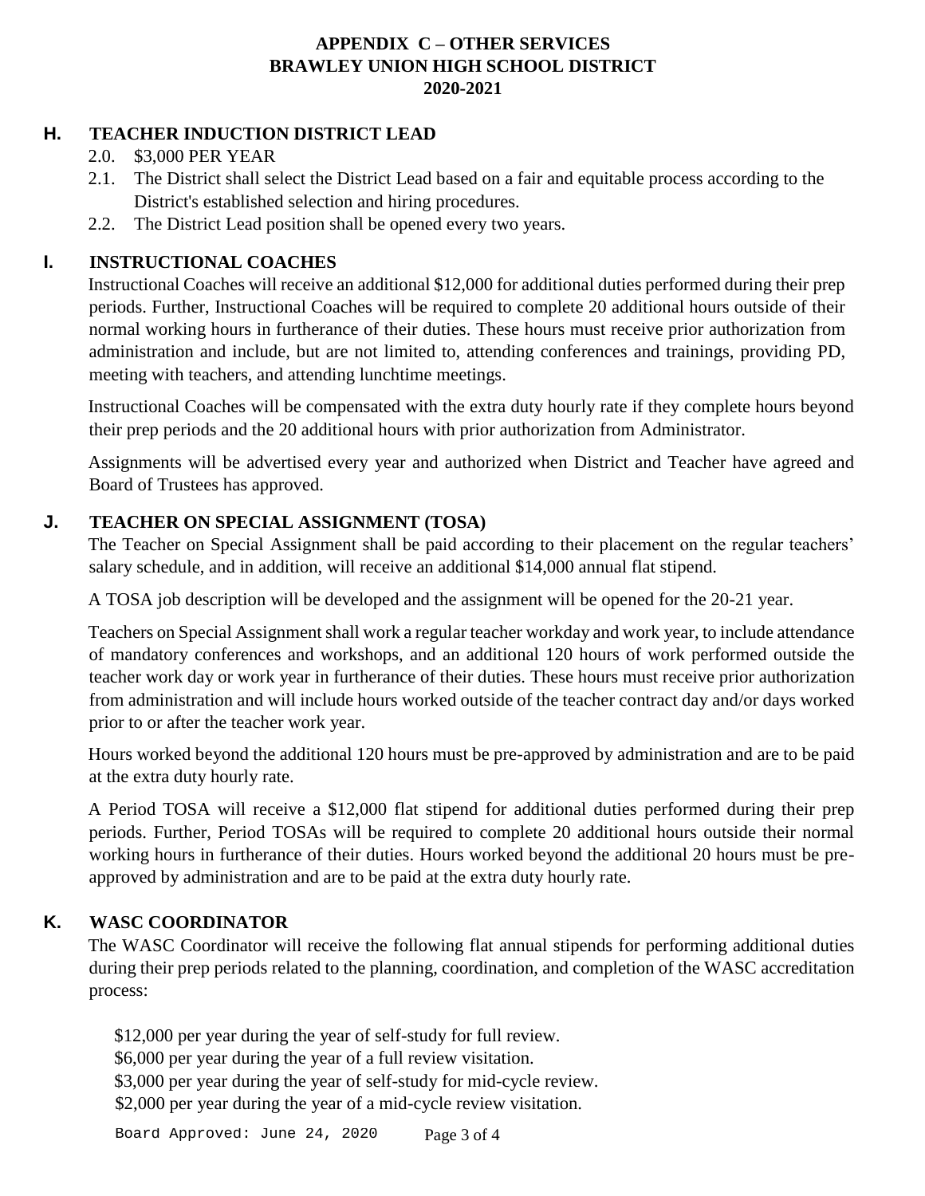# APPENDIX C – OTHER SERVICES
# BRAWLEY UNION HIGH SCHOOL DISTRICT
# 2020-2021

## H. TEACHER INDUCTION DISTRICT LEAD

2.0. $3,000 PER YEAR

2.1. The District shall select the District Lead based on a fair and equitable process according to the District's established selection and hiring procedures.

2.2. The District Lead position shall be opened every two years.

## I. INSTRUCTIONAL COACHES

Instructional Coaches will receive an additional $12,000 for additional duties performed during their prep periods. Further, Instructional Coaches will be required to complete 20 additional hours outside of their normal working hours in furtherance of their duties. These hours must receive prior authorization from administration and include, but are not limited to, attending conferences and trainings, providing PD, meeting with teachers, and attending lunchtime meetings.

Instructional Coaches will be compensated with the extra duty hourly rate if they complete hours beyond their prep periods and the 20 additional hours with prior authorization from Administrator.

Assignments will be advertised every year and authorized when District and Teacher have agreed and Board of Trustees has approved.

## J. TEACHER ON SPECIAL ASSIGNMENT (TOSA)

The Teacher on Special Assignment shall be paid according to their placement on the regular teachers' salary schedule, and in addition, will receive an additional $14,000 annual flat stipend.

A TOSA job description will be developed and the assignment will be opened for the 20-21 year.

Teachers on Special Assignment shall work a regular teacher workday and work year, to include attendance of mandatory conferences and workshops, and an additional 120 hours of work performed outside the teacher work day or work year in furtherance of their duties. These hours must receive prior authorization from administration and will include hours worked outside of the teacher contract day and/or days worked prior to or after the teacher work year.

Hours worked beyond the additional 120 hours must be pre-approved by administration and are to be paid at the extra duty hourly rate.

A Period TOSA will receive a $12,000 flat stipend for additional duties performed during their prep periods. Further, Period TOSAs will be required to complete 20 additional hours outside their normal working hours in furtherance of their duties. Hours worked beyond the additional 20 hours must be pre-approved by administration and are to be paid at the extra duty hourly rate.

## K. WASC COORDINATOR

The WASC Coordinator will receive the following flat annual stipends for performing additional duties during their prep periods related to the planning, coordination, and completion of the WASC accreditation process:

$12,000 per year during the year of self-study for full review.
$6,000 per year during the year of a full review visitation.
$3,000 per year during the year of self-study for mid-cycle review.
$2,000 per year during the year of a mid-cycle review visitation.

Board Approved: June 24, 2020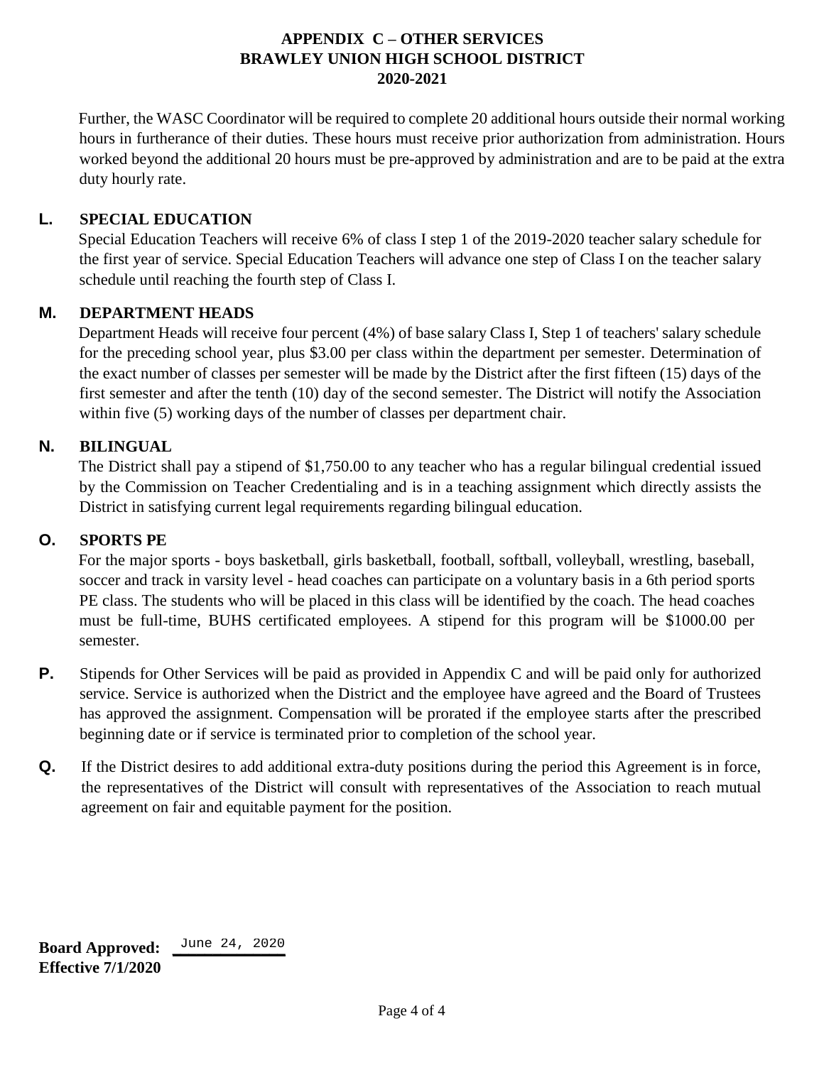# APPENDIX C – OTHER SERVICES
# BRAWLEY UNION HIGH SCHOOL DISTRICT
# 2020-2021

Further, the WASC Coordinator will be required to complete 20 additional hours outside their normal working hours in furtherance of their duties. These hours must receive prior authorization from administration. Hours worked beyond the additional 20 hours must be pre-approved by administration and are to be paid at the extra duty hourly rate.

**L. SPECIAL EDUCATION**

Special Education Teachers will receive 6% of class I step 1 of the 2019-2020 teacher salary schedule for the first year of service. Special Education Teachers will advance one step of Class I on the teacher salary schedule until reaching the fourth step of Class I.

**M. DEPARTMENT HEADS**

Department Heads will receive four percent (4%) of base salary Class I, Step 1 of teachers' salary schedule for the preceding school year, plus $3.00 per class within the department per semester. Determination of the exact number of classes per semester will be made by the District after the first fifteen (15) days of the first semester and after the tenth (10) day of the second semester. The District will notify the Association within five (5) working days of the number of classes per department chair.

**N. BILINGUAL**

The District shall pay a stipend of $1,750.00 to any teacher who has a regular bilingual credential issued by the Commission on Teacher Credentialing and is in a teaching assignment which directly assists the District in satisfying current legal requirements regarding bilingual education.

**O. SPORTS PE**

For the major sports - boys basketball, girls basketball, football, softball, volleyball, wrestling, baseball, soccer and track in varsity level - head coaches can participate on a voluntary basis in a 6th period sports PE class. The students who will be placed in this class will be identified by the coach. The head coaches must be full-time, BUHS certificated employees. A stipend for this program will be $1000.00 per semester.

**P.** Stipends for Other Services will be paid as provided in Appendix C and will be paid only for authorized service. Service is authorized when the District and the employee have agreed and the Board of Trustees has approved the assignment. Compensation will be prorated if the employee starts after the prescribed beginning date or if service is terminated prior to completion of the school year.

**Q.** If the District desires to add additional extra-duty positions during the period this Agreement is in force, the representatives of the District will consult with representatives of the Association to reach mutual agreement on fair and equitable payment for the position.

**Board Approved:** June 24, 2020

**Effective 7/1/2020**